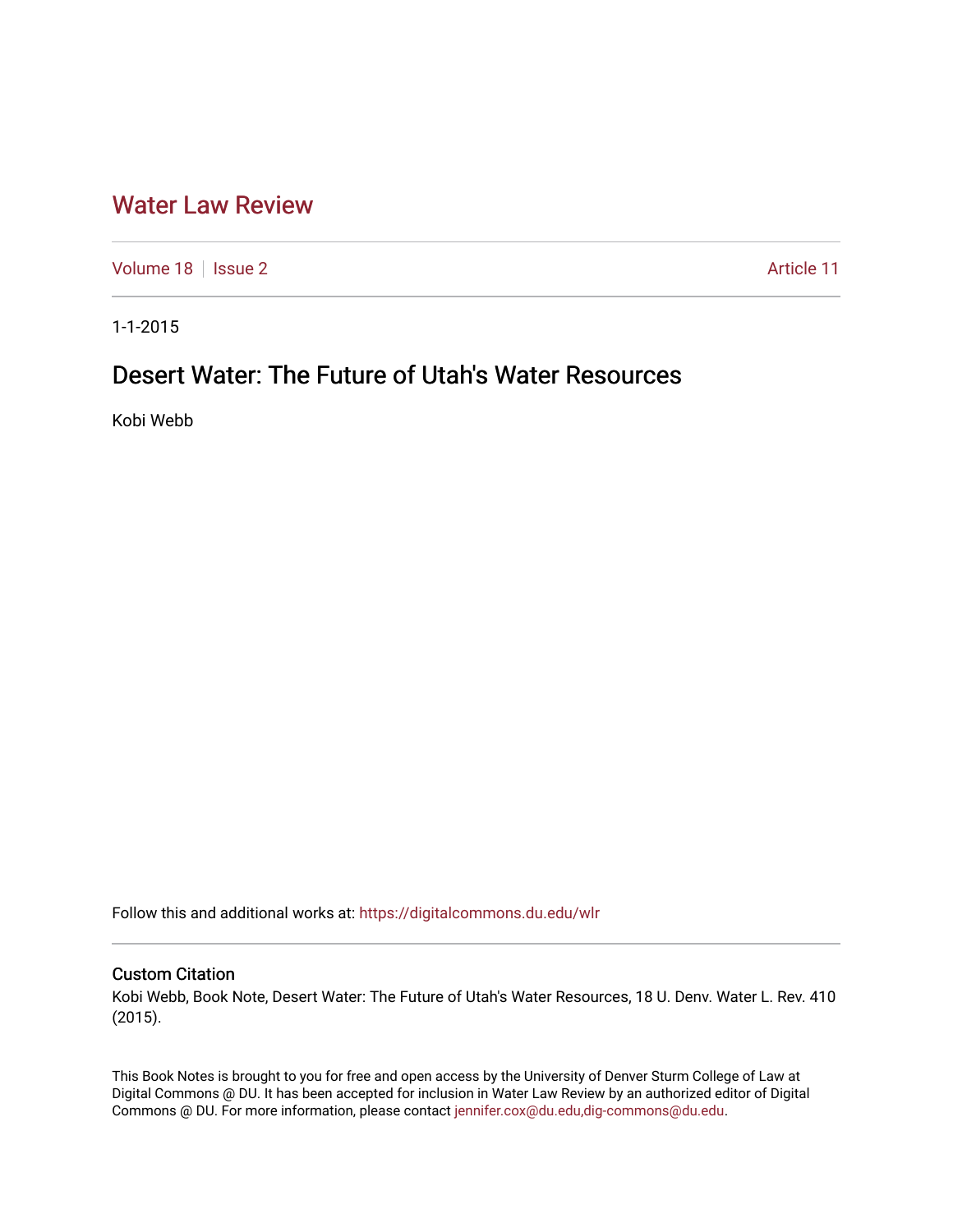# Water Law Review

Volume 18 | Issue 2 | Article 11

1-1-2015

## Desert Water: The Future of Utah's Water Resources

Kobi Webb

Follow this and additional works at: https://digitalcommons.du.edu/wlr

### Custom Citation

Kobi Webb, Book Note, Desert Water: The Future of Utah's Water Resources, 18 U. Denv. Water L. Rev. 410 (2015).

This Book Notes is brought to you for free and open access by the University of Denver Sturm College of Law at Digital Commons @ DU. It has been accepted for inclusion in Water Law Review by an authorized editor of Digital Commons @ DU. For more information, please contact jennifer.cox@du.edu,dig-commons@du.edu.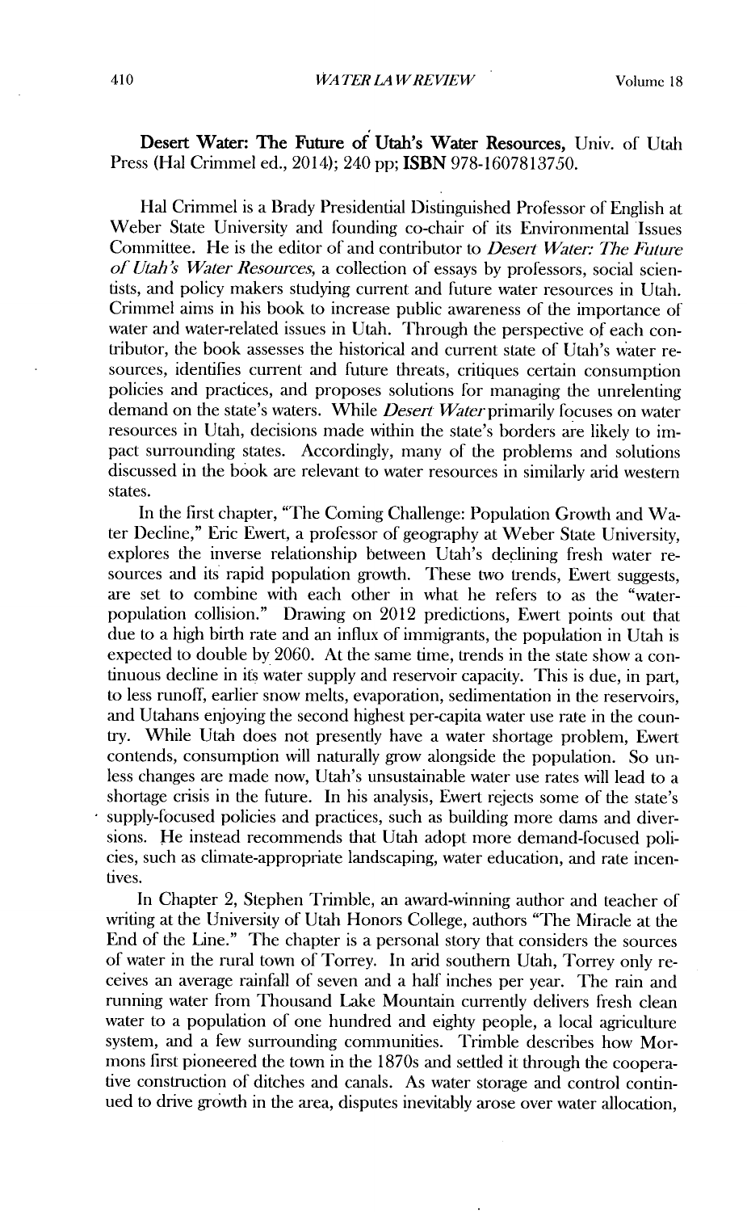**Desert Water: The Future of Utah's Water Resources,** Univ. of Utah Press (Hal Crimmel ed., 2014); 240 pp; **ISBN** 978-1607813750.

Hal Crimmel is a Brady Presidential Distinguished Professor of English at Weber State University and founding co-chair of its Environmental Issues Committee. He is the editor of and contributor to *Desert Water: The Future of Utah's Water Resources*, a collection of essays by professors, social scientists, and policy makers studying current and future water resources in Utah. Crimmel aims in his book to increase public awareness of the importance of water and water-related issues in Utah. Through the perspective of each contributor, the book assesses the historical and current state of Utah's water resources, identifies current and future threats, critiques certain consumption policies and practices, and proposes solutions for managing the unrelenting demand on the state's waters. While *Desert Water* primarily focuses on water resources in Utah, decisions made within the state's borders are likely to impact surrounding states. Accordingly, many of the problems and solutions discussed in the book are relevant to water resources in similarly arid western states.

In the first chapter, "The Coming Challenge: Population Growth and Water Decline," Eric Ewert, a professor of geography at Weber State University, explores the inverse relationship between Utah's declining fresh water resources and its rapid population growth. These two trends, Ewert suggests, are set to combine with each other in what he refers to as the "water-population collision." Drawing on 2012 predictions, Ewert points out that due to a high birth rate and an influx of immigrants, the population in Utah is expected to double by 2060. At the same time, trends in the state show a continuous decline in its water supply and reservoir capacity. This is due, in part, to less runoff, earlier snow melts, evaporation, sedimentation in the reservoirs, and Utahans enjoying the second highest per-capita water use rate in the country. While Utah does not presently have a water shortage problem, Ewert contends, consumption will naturally grow alongside the population. So unless changes are made now, Utah's unsustainable water use rates will lead to a shortage crisis in the future. In his analysis, Ewert rejects some of the state's supply-focused policies and practices, such as building more dams and diversions. He instead recommends that Utah adopt more demand-focused policies, such as climate-appropriate landscaping, water education, and rate incentives.

In Chapter 2, Stephen Trimble, an award-winning author and teacher of writing at the University of Utah Honors College, authors "The Miracle at the End of the Line." The chapter is a personal story that considers the sources of water in the rural town of Torrey. In arid southern Utah, Torrey only receives an average rainfall of seven and a half inches per year. The rain and running water from Thousand Lake Mountain currently delivers fresh clean water to a population of one hundred and eighty people, a local agriculture system, and a few surrounding communities. Trimble describes how Mormons first pioneered the town in the 1870s and settled it through the cooperative construction of ditches and canals. As water storage and control continued to drive growth in the area, disputes inevitably arose over water allocation,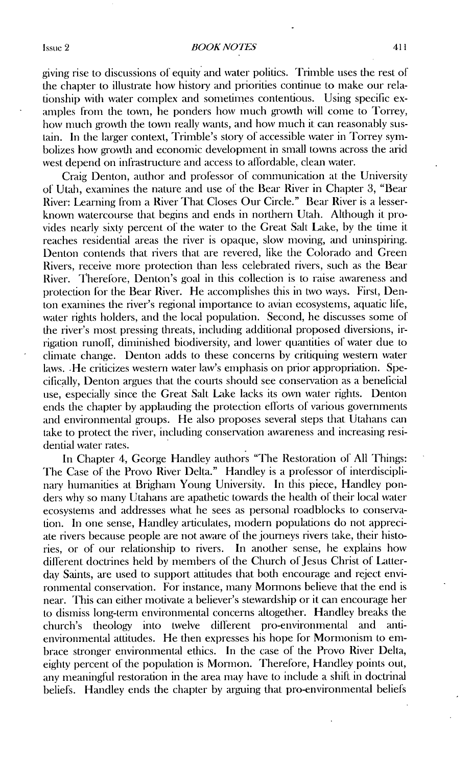giving rise to discussions of equity and water politics. Trimble uses the rest of the chapter to illustrate how history and priorities continue to make our relationship with water complex and sometimes contentious. Using specific examples from the town, he ponders how much growth will come to Torrey, how much growth the town really wants, and how much it can reasonably sustain. In the larger context, Trimble's story of accessible water in Torrey symbolizes how growth and economic development in small towns across the arid west depend on infrastructure and access to affordable, clean water.

Craig Denton, author and professor of communication at the University of Utah, examines the nature and use of the Bear River in Chapter 3, "Bear River: Learning from a River That Closes Our Circle." Bear River is a lesser-known watercourse that begins and ends in northern Utah. Although it provides nearly sixty percent of the water to the Great Salt Lake, by the time it reaches residential areas the river is opaque, slow moving, and uninspiring. Denton contends that rivers that are revered, like the Colorado and Green Rivers, receive more protection than less celebrated rivers, such as the Bear River. Therefore, Denton's goal in this collection is to raise awareness and protection for the Bear River. He accomplishes this in two ways. First, Denton examines the river's regional importance to avian ecosystems, aquatic life, water rights holders, and the local population. Second, he discusses some of the river's most pressing threats, including additional proposed diversions, irrigation runoff, diminished biodiversity, and lower quantities of water due to climate change. Denton adds to these concerns by critiquing western water laws. He criticizes western water law's emphasis on prior appropriation. Specifically, Denton argues that the courts should see conservation as a beneficial use, especially since the Great Salt Lake lacks its own water rights. Denton ends the chapter by applauding the protection efforts of various governments and environmental groups. He also proposes several steps that Utahans can take to protect the river, including conservation awareness and increasing residential water rates.

In Chapter 4, George Handley authors "The Restoration of All Things: The Case of the Provo River Delta." Handley is a professor of interdisciplinary humanities at Brigham Young University. In this piece, Handley ponders why so many Utahans are apathetic towards the health of their local water ecosystems and addresses what he sees as personal roadblocks to conservation. In one sense, Handley articulates, modern populations do not appreciate rivers because people are not aware of the journeys rivers take, their histories, or of our relationship to rivers. In another sense, he explains how different doctrines held by members of the Church of Jesus Christ of Latter-day Saints, are used to support attitudes that both encourage and reject environmental conservation. For instance, many Mormons believe that the end is near. This can either motivate a believer's stewardship or it can encourage her to dismiss long-term environmental concerns altogether. Handley breaks the church's theology into twelve different pro-environmental and anti-environmental attitudes. He then expresses his hope for Mormonism to embrace stronger environmental ethics. In the case of the Provo River Delta, eighty percent of the population is Mormon. Therefore, Handley points out, any meaningful restoration in the area may have to include a shift in doctrinal beliefs. Handley ends the chapter by arguing that pro-environmental beliefs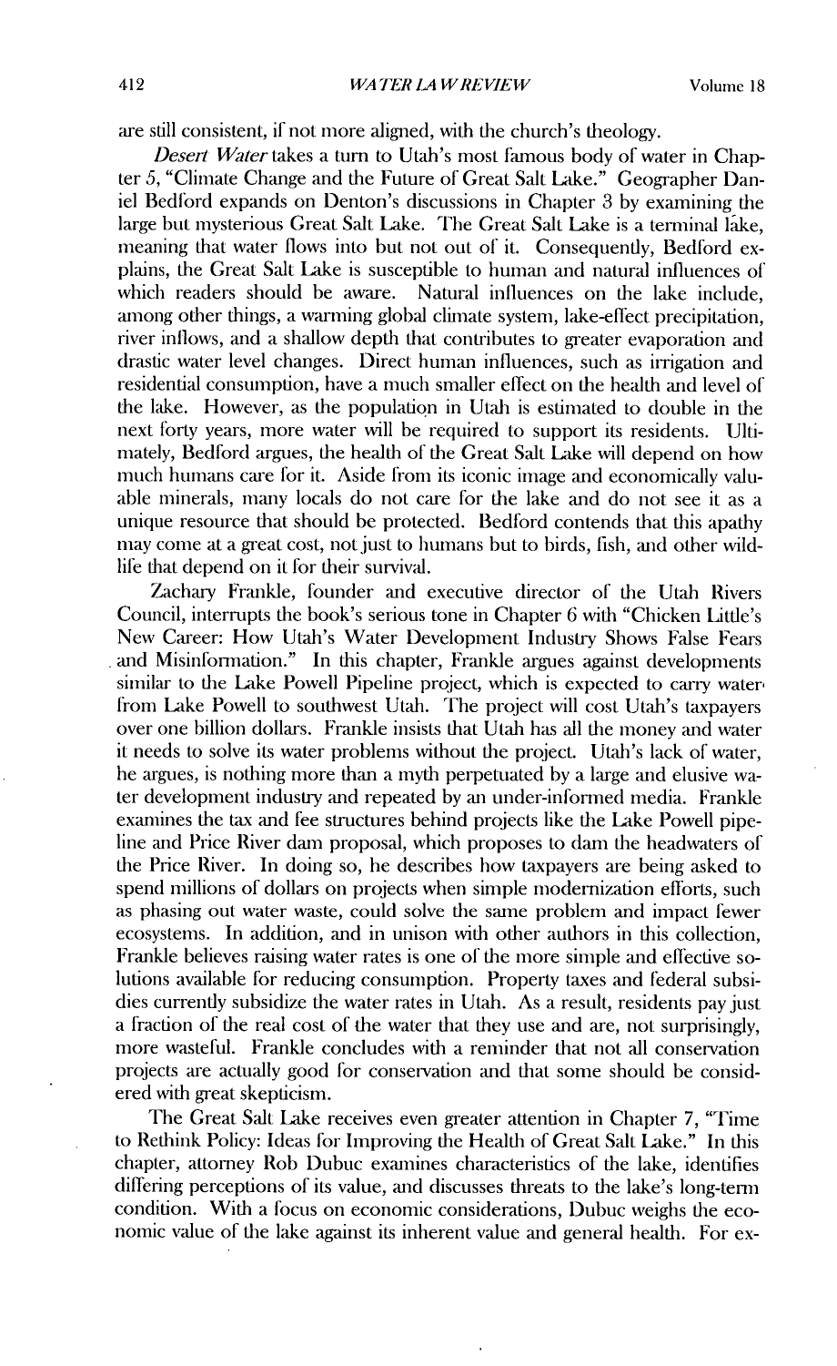are still consistent, if not more aligned, with the church's theology.

*Desert Water* takes a turn to Utah's most famous body of water in Chapter 5, "Climate Change and the Future of Great Salt Lake." Geographer Daniel Bedford expands on Denton's discussions in Chapter 3 by examining the large but mysterious Great Salt Lake. The Great Salt Lake is a terminal lake, meaning that water flows into but not out of it. Consequently, Bedford explains, the Great Salt Lake is susceptible to human and natural influences of which readers should be aware. Natural influences on the lake include, among other things, a warming global climate system, lake-effect precipitation, river inflows, and a shallow depth that contributes to greater evaporation and drastic water level changes. Direct human influences, such as irrigation and residential consumption, have a much smaller effect on the health and level of the lake. However, as the population in Utah is estimated to double in the next forty years, more water will be required to support its residents. Ultimately, Bedford argues, the health of the Great Salt Lake will depend on how much humans care for it. Aside from its iconic image and economically valuable minerals, many locals do not care for the lake and do not see it as a unique resource that should be protected. Bedford contends that this apathy may come at a great cost, not just to humans but to birds, fish, and other wildlife that depend on it for their survival.

Zachary Frankle, founder and executive director of the Utah Rivers Council, interrupts the book's serious tone in Chapter 6 with "Chicken Little's New Career: How Utah's Water Development Industry Shows False Fears and Misinformation." In this chapter, Frankle argues against developments similar to the Lake Powell Pipeline project, which is expected to carry water from Lake Powell to southwest Utah. The project will cost Utah's taxpayers over one billion dollars. Frankle insists that Utah has all the money and water it needs to solve its water problems without the project. Utah's lack of water, he argues, is nothing more than a myth perpetuated by a large and elusive water development industry and repeated by an under-informed media. Frankle examines the tax and fee structures behind projects like the Lake Powell pipeline and Price River dam proposal, which proposes to dam the headwaters of the Price River. In doing so, he describes how taxpayers are being asked to spend millions of dollars on projects when simple modernization efforts, such as phasing out water waste, could solve the same problem and impact fewer ecosystems. In addition, and in unison with other authors in this collection, Frankle believes raising water rates is one of the more simple and effective solutions available for reducing consumption. Property taxes and federal subsidies currently subsidize the water rates in Utah. As a result, residents pay just a fraction of the real cost of the water that they use and are, not surprisingly, more wasteful. Frankle concludes with a reminder that not all conservation projects are actually good for conservation and that some should be considered with great skepticism.

The Great Salt Lake receives even greater attention in Chapter 7, "Time to Rethink Policy: Ideas for Improving the Health of Great Salt Lake." In this chapter, attorney Rob Dubuc examines characteristics of the lake, identifies differing perceptions of its value, and discusses threats to the lake's long-term condition. With a focus on economic considerations, Dubuc weighs the economic value of the lake against its inherent value and general health. For ex-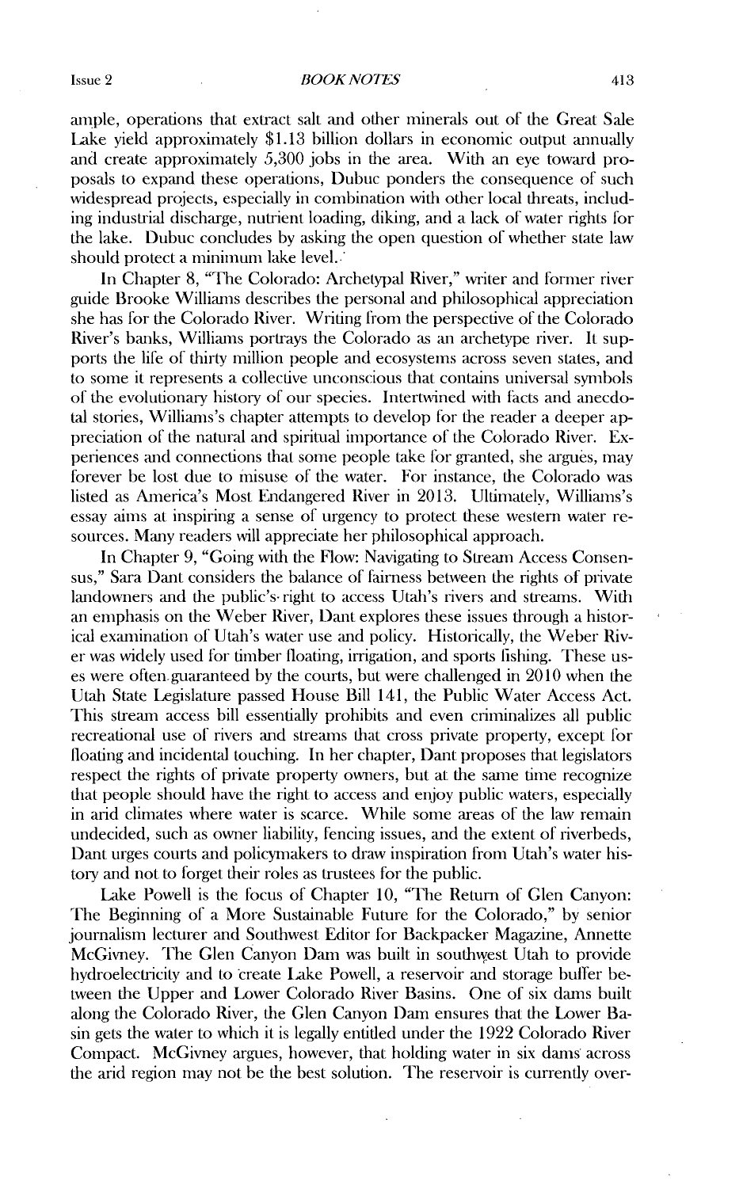ample, operations that extract salt and other minerals out of the Great Sale Lake yield approximately $1.13 billion dollars in economic output annually and create approximately 5,300 jobs in the area. With an eye toward proposals to expand these operations, Dubuc ponders the consequence of such widespread projects, especially in combination with other local threats, including industrial discharge, nutrient loading, diking, and a lack of water rights for the lake. Dubuc concludes by asking the open question of whether state law should protect a minimum lake level.

In Chapter 8, "The Colorado: Archetypal River," writer and former river guide Brooke Williams describes the personal and philosophical appreciation she has for the Colorado River. Writing from the perspective of the Colorado River's banks, Williams portrays the Colorado as an archetype river. It supports the life of thirty million people and ecosystems across seven states, and to some it represents a collective unconscious that contains universal symbols of the evolutionary history of our species. Intertwined with facts and anecdotal stories, Williams's chapter attempts to develop for the reader a deeper appreciation of the natural and spiritual importance of the Colorado River. Experiences and connections that some people take for granted, she argues, may forever be lost due to misuse of the water. For instance, the Colorado was listed as America's Most Endangered River in 2013. Ultimately, Williams's essay aims at inspiring a sense of urgency to protect these western water resources. Many readers will appreciate her philosophical approach.

In Chapter 9, "Going with the Flow: Navigating to Stream Access Consensus," Sara Dant considers the balance of fairness between the rights of private landowners and the public's right to access Utah's rivers and streams. With an emphasis on the Weber River, Dant explores these issues through a historical examination of Utah's water use and policy. Historically, the Weber River was widely used for timber floating, irrigation, and sports fishing. These uses were often guaranteed by the courts, but were challenged in 2010 when the Utah State Legislature passed House Bill 141, the Public Water Access Act. This stream access bill essentially prohibits and even criminalizes all public recreational use of rivers and streams that cross private property, except for floating and incidental touching. In her chapter, Dant proposes that legislators respect the rights of private property owners, but at the same time recognize that people should have the right to access and enjoy public waters, especially in arid climates where water is scarce. While some areas of the law remain undecided, such as owner liability, fencing issues, and the extent of riverbeds, Dant urges courts and policymakers to draw inspiration from Utah's water history and not to forget their roles as trustees for the public.

Lake Powell is the focus of Chapter 10, "The Return of Glen Canyon: The Beginning of a More Sustainable Future for the Colorado," by senior journalism lecturer and Southwest Editor for Backpacker Magazine, Annette McGivney. The Glen Canyon Dam was built in southwest Utah to provide hydroelectricity and to create Lake Powell, a reservoir and storage buffer between the Upper and Lower Colorado River Basins. One of six dams built along the Colorado River, the Glen Canyon Dam ensures that the Lower Basin gets the water to which it is legally entitled under the 1922 Colorado River Compact. McGivney argues, however, that holding water in six dams across the arid region may not be the best solution. The reservoir is currently over-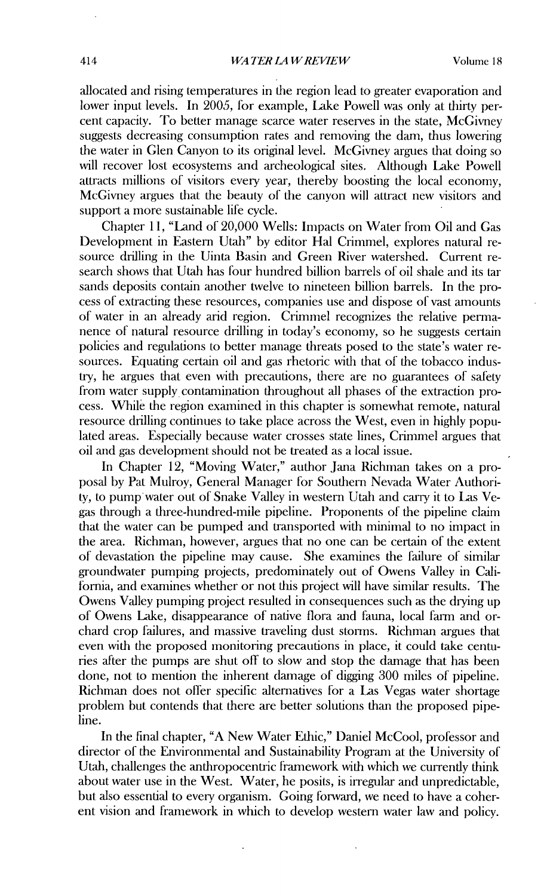allocated and rising temperatures in the region lead to greater evaporation and lower input levels. In 2005, for example, Lake Powell was only at thirty percent capacity. To better manage scarce water reserves in the state, McGivney suggests decreasing consumption rates and removing the dam, thus lowering the water in Glen Canyon to its original level. McGivney argues that doing so will recover lost ecosystems and archeological sites. Although Lake Powell attracts millions of visitors every year, thereby boosting the local economy, McGivney argues that the beauty of the canyon will attract new visitors and support a more sustainable life cycle.

Chapter 11, "Land of 20,000 Wells: Impacts on Water from Oil and Gas Development in Eastern Utah" by editor Hal Crimmel, explores natural resource drilling in the Uinta Basin and Green River watershed. Current research shows that Utah has four hundred billion barrels of oil shale and its tar sands deposits contain another twelve to nineteen billion barrels. In the process of extracting these resources, companies use and dispose of vast amounts of water in an already arid region. Crimmel recognizes the relative permanence of natural resource drilling in today's economy, so he suggests certain policies and regulations to better manage threats posed to the state's water resources. Equating certain oil and gas rhetoric with that of the tobacco industry, he argues that even with precautions, there are no guarantees of safety from water supply contamination throughout all phases of the extraction process. While the region examined in this chapter is somewhat remote, natural resource drilling continues to take place across the West, even in highly populated areas. Especially because water crosses state lines, Crimmel argues that oil and gas development should not be treated as a local issue.

In Chapter 12, "Moving Water," author Jana Richman takes on a proposal by Pat Mulroy, General Manager for Southern Nevada Water Authority, to pump water out of Snake Valley in western Utah and carry it to Las Vegas through a three-hundred-mile pipeline. Proponents of the pipeline claim that the water can be pumped and transported with minimal to no impact in the area. Richman, however, argues that no one can be certain of the extent of devastation the pipeline may cause. She examines the failure of similar groundwater pumping projects, predominately out of Owens Valley in California, and examines whether or not this project will have similar results. The Owens Valley pumping project resulted in consequences such as the drying up of Owens Lake, disappearance of native flora and fauna, local farm and orchard crop failures, and massive traveling dust storms. Richman argues that even with the proposed monitoring precautions in place, it could take centuries after the pumps are shut off to slow and stop the damage that has been done, not to mention the inherent damage of digging 300 miles of pipeline. Richman does not offer specific alternatives for a Las Vegas water shortage problem but contends that there are better solutions than the proposed pipeline.

In the final chapter, "A New Water Ethic," Daniel McCool, professor and director of the Environmental and Sustainability Program at the University of Utah, challenges the anthropocentric framework with which we currently think about water use in the West. Water, he posits, is irregular and unpredictable, but also essential to every organism. Going forward, we need to have a coherent vision and framework in which to develop western water law and policy.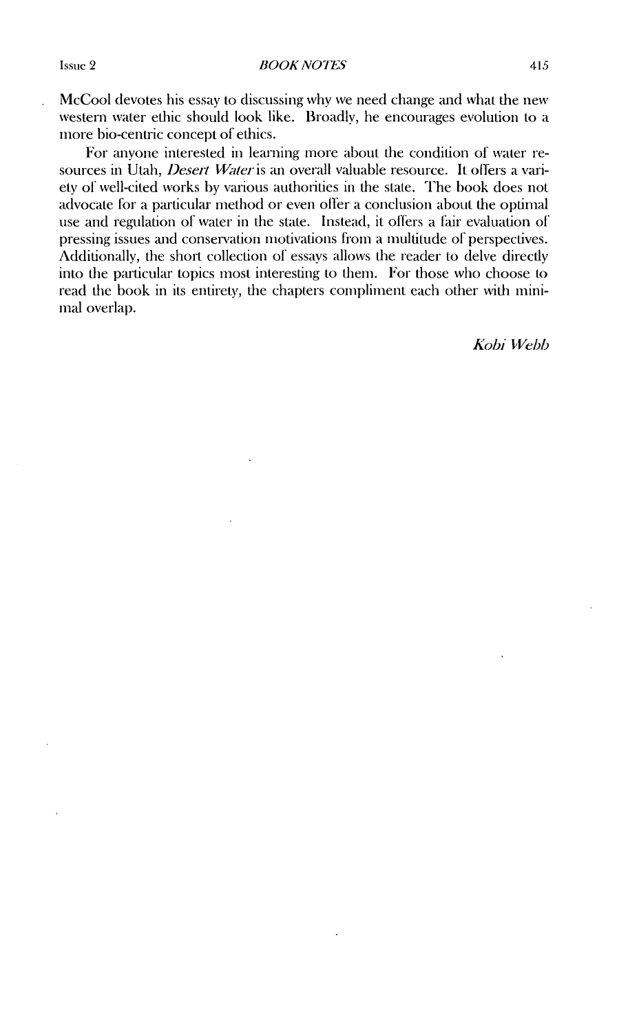McCool devotes his essay to discussing why we need change and what the new western water ethic should look like. Broadly, he encourages evolution to a more bio-centric concept of ethics.

For anyone interested in learning more about the condition of water resources in Utah, *Desert Water* is an overall valuable resource. It offers a variety of well-cited works by various authorities in the state. The book does not advocate for a particular method or even offer a conclusion about the optimal use and regulation of water in the state. Instead, it offers a fair evaluation of pressing issues and conservation motivations from a multitude of perspectives. Additionally, the short collection of essays allows the reader to delve directly into the particular topics most interesting to them. For those who choose to read the book in its entirety, the chapters compliment each other with minimal overlap.

*Kobi Webb*